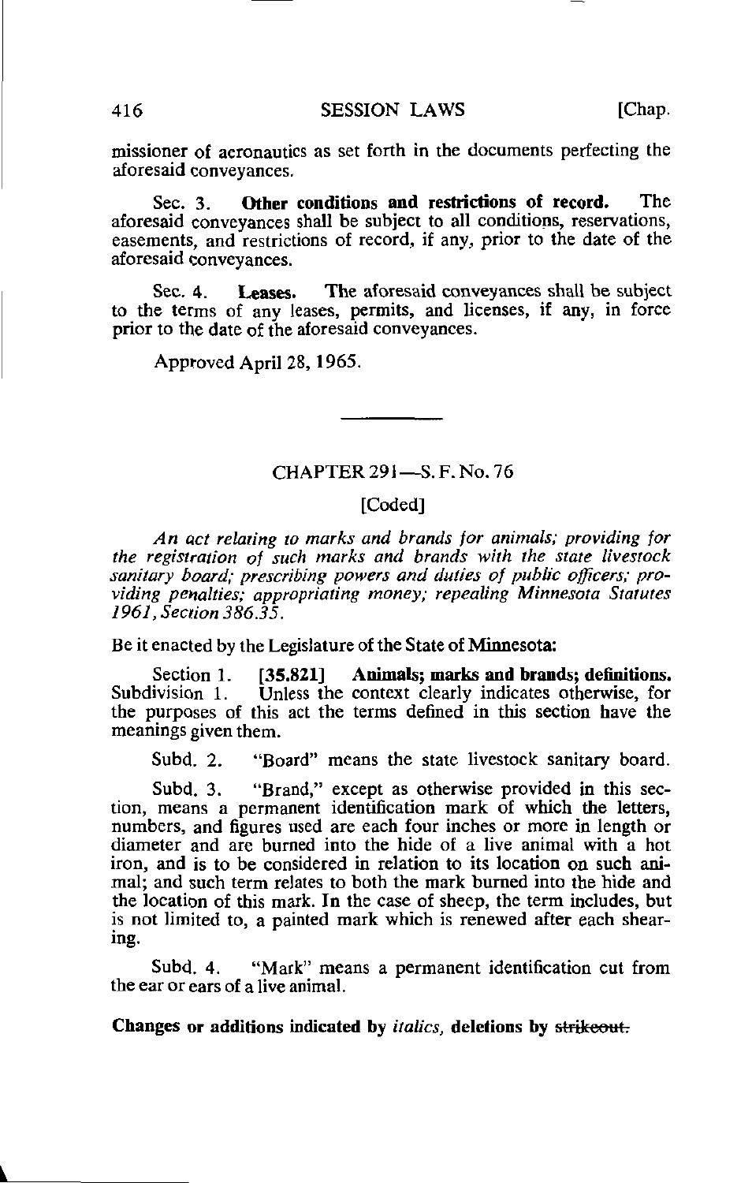missioner of aeronautics as set forth in the documents perfecting the aforesaid conveyances.

Sec. 3. **Other conditions and restrictions of record.** The aforesaid conveyances shall be subject to all conditions, reservations, easements, and restrictions of record, if any, prior to the date of the aforesaid conveyances.

Sec. 4. **Leases.** The aforesaid conveyances shall be subject to the terms of any leases, permits, and licenses, if any, in force prior to the date of the aforesaid conveyances.

Approved April 28, 1965.

---

## CHAPTER 291—S. F. No. 76

[Coded]

*An act relating to marks and brands for animals; providing for the registration of such marks and brands with the state livestock sanitary board; prescribing powers and duties of public officers; providing penalties; appropriating money; repealing Minnesota Statutes 1961, Section 386.35.*

Be it enacted by the Legislature of the State of Minnesota:

Section 1. **[35.821] Animals; marks and brands; definitions.** Subdivision 1. Unless the context clearly indicates otherwise, for the purposes of this act the terms defined in this section have the meanings given them.

Subd. 2. "Board" means the state livestock sanitary board.

Subd. 3. "Brand," except as otherwise provided in this section, means a permanent identification mark of which the letters, numbers, and figures used are each four inches or more in length or diameter and are burned into the hide of a live animal with a hot iron, and is to be considered in relation to its location on such animal; and such term relates to both the mark burned into the hide and the location of this mark. In the case of sheep, the term includes, but is not limited to, a painted mark which is renewed after each shearing.

Subd. 4. "Mark" means a permanent identification cut from the ear or ears of a live animal.

**Changes or additions indicated by** *italics*, **deletions by** ~~strikeout.~~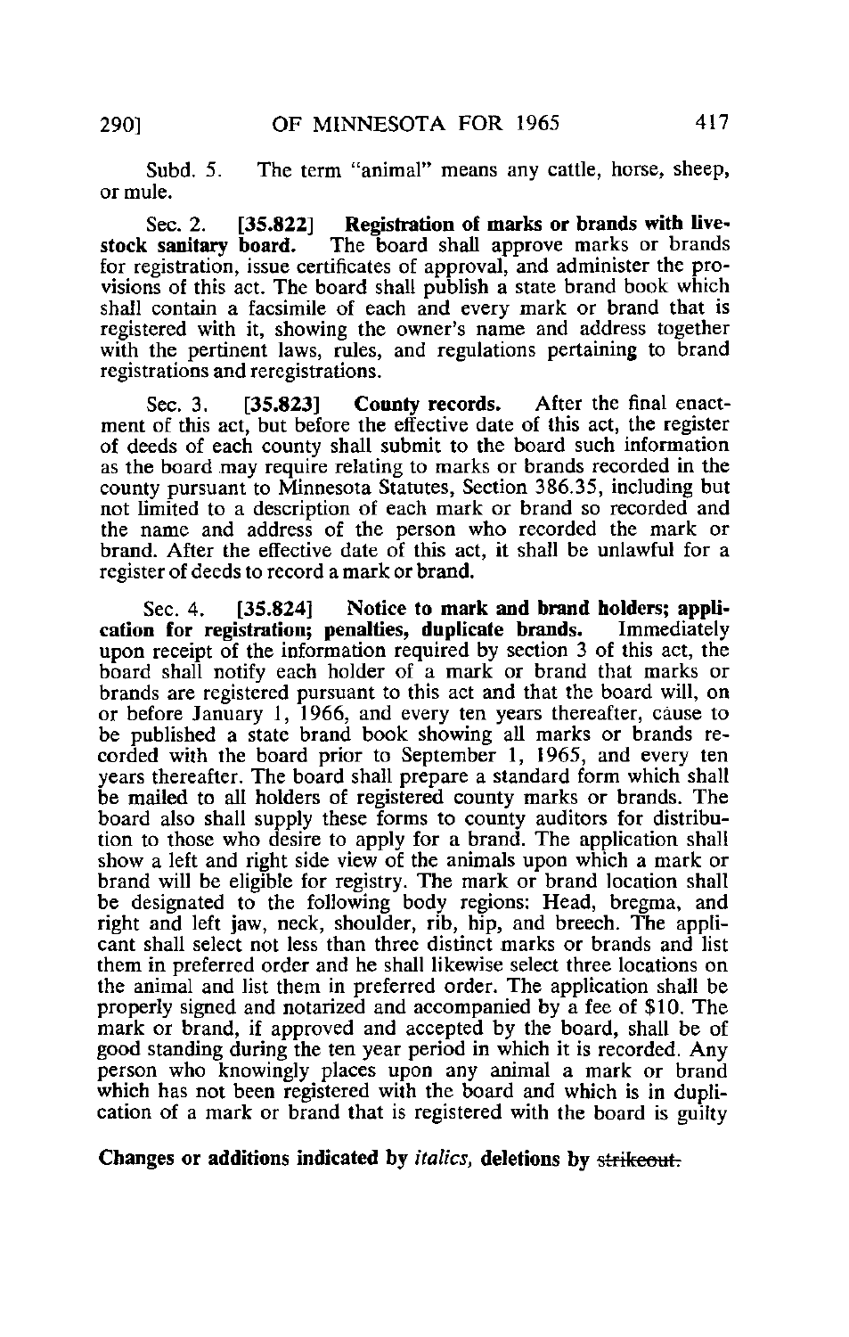Subd. 5. The term "animal" means any cattle, horse, sheep, or mule.

Sec. 2. **[35.822] Registration of marks or brands with livestock sanitary board.** The board shall approve marks or brands for registration, issue certificates of approval, and administer the provisions of this act. The board shall publish a state brand book which shall contain a facsimile of each and every mark or brand that is registered with it, showing the owner's name and address together with the pertinent laws, rules, and regulations pertaining to brand registrations and reregistrations.

Sec. 3. **[35.823] County records.** After the final enactment of this act, but before the effective date of this act, the register of deeds of each county shall submit to the board such information as the board may require relating to marks or brands recorded in the county pursuant to Minnesota Statutes, Section 386.35, including but not limited to a description of each mark or brand so recorded and the name and address of the person who recorded the mark or brand. After the effective date of this act, it shall be unlawful for a register of deeds to record a mark or brand.

Sec. 4. **[35.824] Notice to mark and brand holders; application for registration; penalties, duplicate brands.** Immediately upon receipt of the information required by section 3 of this act, the board shall notify each holder of a mark or brand that marks or brands are registered pursuant to this act and that the board will, on or before January 1, 1966, and every ten years thereafter, cause to be published a state brand book showing all marks or brands recorded with the board prior to September 1, 1965, and every ten years thereafter. The board shall prepare a standard form which shall be mailed to all holders of registered county marks or brands. The board also shall supply these forms to county auditors for distribution to those who desire to apply for a brand. The application shall show a left and right side view of the animals upon which a mark or brand will be eligible for registry. The mark or brand location shall be designated to the following body regions: Head, bregma, and right and left jaw, neck, shoulder, rib, hip, and breech. The applicant shall select not less than three distinct marks or brands and list them in preferred order and he shall likewise select three locations on the animal and list them in preferred order. The application shall be properly signed and notarized and accompanied by a fee of $10. The mark or brand, if approved and accepted by the board, shall be of good standing during the ten year period in which it is recorded. Any person who knowingly places upon any animal a mark or brand which has not been registered with the board and which is in duplication of a mark or brand that is registered with the board is guilty

**Changes or additions indicated by *italics*, deletions by ~~strikeout.~~**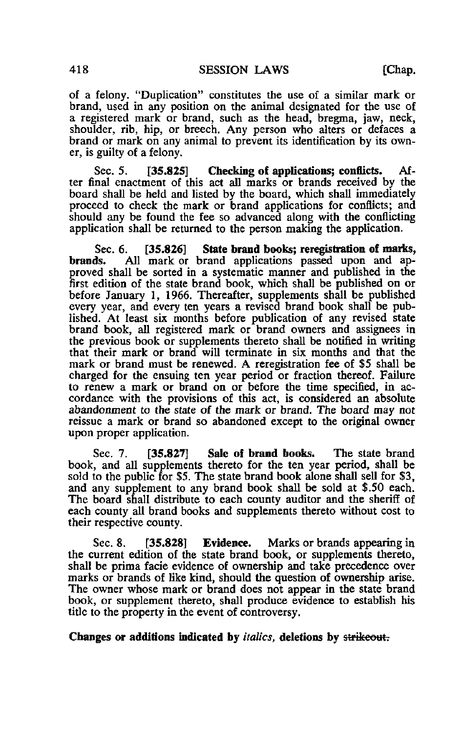of a felony. "Duplication" constitutes the use of a similar mark or brand, used in any position on the animal designated for the use of a registered mark or brand, such as the head, bregma, jaw, neck, shoulder, rib, hip, or breech. Any person who alters or defaces a brand or mark on any animal to prevent its identification by its owner, is guilty of a felony.

Sec. 5. **[35.825] Checking of applications; conflicts.** After final enactment of this act all marks or brands received by the board shall be held and listed by the board, which shall immediately proceed to check the mark or brand applications for conflicts; and should any be found the fee so advanced along with the conflicting application shall be returned to the person making the application.

Sec. 6. **[35.826] State brand books; reregistration of marks, brands.** All mark or brand applications passed upon and approved shall be sorted in a systematic manner and published in the first edition of the state brand book, which shall be published on or before January 1, 1966. Thereafter, supplements shall be published every year, and every ten years a revised brand book shall be published. At least six months before publication of any revised state brand book, all registered mark or brand owners and assignees in the previous book or supplements thereto shall be notified in writing that their mark or brand will terminate in six months and that the mark or brand must be renewed. A reregistration fee of $5 shall be charged for the ensuing ten year period or fraction thereof. Failure to renew a mark or brand on or before the time specified, in accordance with the provisions of this act, is considered an absolute abandonment to the state of the mark or brand. The board may not reissue a mark or brand so abandoned except to the original owner upon proper application.

Sec. 7. **[35.827] Sale of brand books.** The state brand book, and all supplements thereto for the ten year period, shall be sold to the public for $5. The state brand book alone shall sell for $3, and any supplement to any brand book shall be sold at $.50 each. The board shall distribute to each county auditor and the sheriff of each county all brand books and supplements thereto without cost to their respective county.

Sec. 8. **[35.828] Evidence.** Marks or brands appearing in the current edition of the state brand book, or supplements thereto, shall be prima facie evidence of ownership and take precedence over marks or brands of like kind, should the question of ownership arise. The owner whose mark or brand does not appear in the state brand book, or supplement thereto, shall produce evidence to establish his title to the property in the event of controversy.

**Changes or additions indicated by *italics*, deletions by ~~strikeout.~~**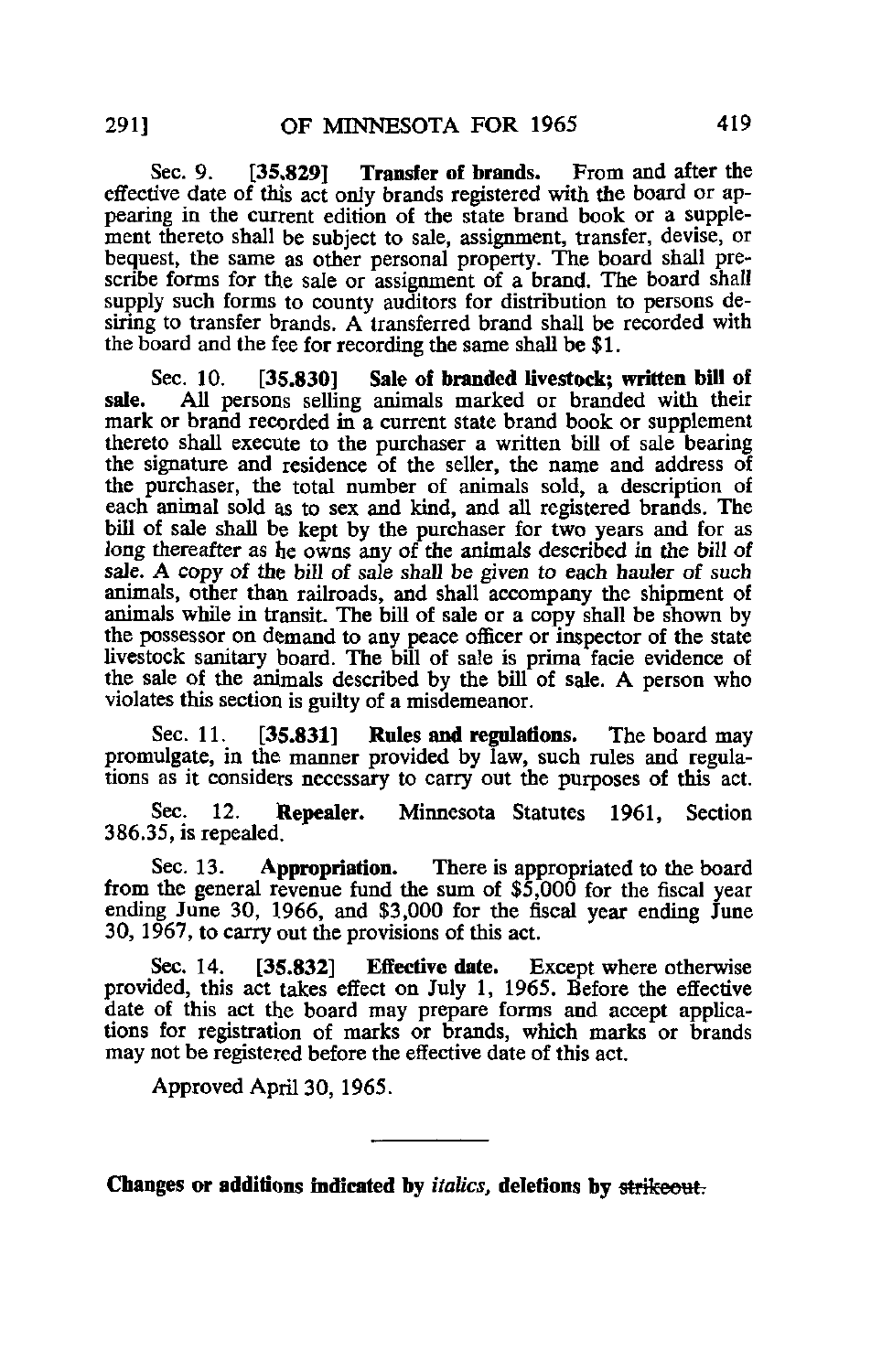Sec. 9. [35.829] **Transfer of brands.** From and after the effective date of this act only brands registered with the board or appearing in the current edition of the state brand book or a supplement thereto shall be subject to sale, assignment, transfer, devise, or bequest, the same as other personal property. The board shall prescribe forms for the sale or assignment of a brand. The board shall supply such forms to county auditors for distribution to persons desiring to transfer brands. A transferred brand shall be recorded with the board and the fee for recording the same shall be $1.

Sec. 10. [35.830] **Sale of branded livestock; written bill of sale.** All persons selling animals marked or branded with their mark or brand recorded in a current state brand book or supplement thereto shall execute to the purchaser a written bill of sale bearing the signature and residence of the seller, the name and address of the purchaser, the total number of animals sold, a description of each animal sold as to sex and kind, and all registered brands. The bill of sale shall be kept by the purchaser for two years and for as long thereafter as he owns any of the animals described in the bill of sale. A copy of the bill of sale shall be given to each hauler of such animals, other than railroads, and shall accompany the shipment of animals while in transit. The bill of sale or a copy shall be shown by the possessor on demand to any peace officer or inspector of the state livestock sanitary board. The bill of sale is prima facie evidence of the sale of the animals described by the bill of sale. A person who violates this section is guilty of a misdemeanor.

Sec. 11. [35.831] **Rules and regulations.** The board may promulgate, in the manner provided by law, such rules and regulations as it considers necessary to carry out the purposes of this act.

Sec. 12. **Repealer.** Minnesota Statutes 1961, Section 386.35, is repealed.

Sec. 13. **Appropriation.** There is appropriated to the board from the general revenue fund the sum of $5,000 for the fiscal year ending June 30, 1966, and $3,000 for the fiscal year ending June 30, 1967, to carry out the provisions of this act.

Sec. 14. [35.832] **Effective date.** Except where otherwise provided, this act takes effect on July 1, 1965. Before the effective date of this act the board may prepare forms and accept applications for registration of marks or brands, which marks or brands may not be registered before the effective date of this act.

Approved April 30, 1965.

---

**Changes or additions indicated by *italics*, deletions by ~~strikeout~~.**